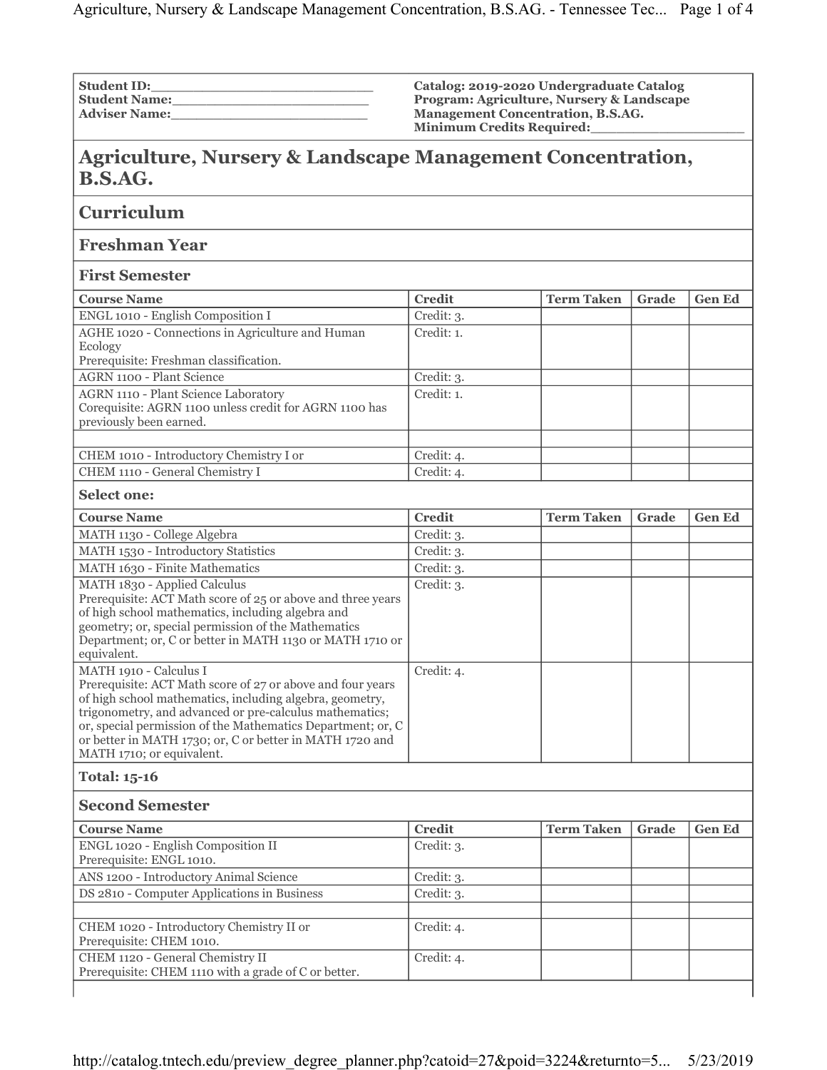| | |
|---|---|
| **Student ID:**\_\_\_\_\_\_\_\_\_\_\_\_\_\_\_\_\_\_\_\_\_\_\_\_<br>**Student Name:**\_\_\_\_\_\_\_\_\_\_\_\_\_\_\_\_\_\_\_\_\_\_<br>**Adviser Name:**\_\_\_\_\_\_\_\_\_\_\_\_\_\_\_\_\_\_\_\_\_\_ | **Catalog: 2019-2020 Undergraduate Catalog**<br>**Program: Agriculture, Nursery & Landscape Management Concentration, B.S.AG.**<br>**Minimum Credits Required:**\_\_\_\_\_\_\_\_\_\_\_\_\_\_\_\_\_\_ |

# Agriculture, Nursery & Landscape Management Concentration, B.S.AG.

## Curriculum

### Freshman Year

#### First Semester

| Course Name | Credit | Term Taken | Grade | Gen Ed |
|---|---|---|---|---|
| ENGL 1010 - English Composition I | Credit: 3. | | | |
| AGHE 1020 - Connections in Agriculture and Human Ecology<br>Prerequisite: Freshman classification. | Credit: 1. | | | |
| AGRN 1100 - Plant Science | Credit: 3. | | | |
| AGRN 1110 - Plant Science Laboratory<br>Corequisite: AGRN 1100 unless credit for AGRN 1100 has previously been earned. | Credit: 1. | | | |
| | | | | |
| CHEM 1010 - Introductory Chemistry I or | Credit: 4. | | | |
| CHEM 1110 - General Chemistry I | Credit: 4. | | | |

**Select one:**

| Course Name | Credit | Term Taken | Grade | Gen Ed |
|---|---|---|---|---|
| MATH 1130 - College Algebra | Credit: 3. | | | |
| MATH 1530 - Introductory Statistics | Credit: 3. | | | |
| MATH 1630 - Finite Mathematics | Credit: 3. | | | |
| MATH 1830 - Applied Calculus<br>Prerequisite: ACT Math score of 25 or above and three years of high school mathematics, including algebra and geometry; or, special permission of the Mathematics Department; or, C or better in MATH 1130 or MATH 1710 or equivalent. | Credit: 3. | | | |
| MATH 1910 - Calculus I<br>Prerequisite: ACT Math score of 27 or above and four years of high school mathematics, including algebra, geometry, trigonometry, and advanced or pre-calculus mathematics; or, special permission of the Mathematics Department; or, C or better in MATH 1730; or, C or better in MATH 1720 and MATH 1710; or equivalent. | Credit: 4. | | | |

**Total: 15-16**

#### Second Semester

| Course Name | Credit | Term Taken | Grade | Gen Ed |
|---|---|---|---|---|
| ENGL 1020 - English Composition II<br>Prerequisite: ENGL 1010. | Credit: 3. | | | |
| ANS 1200 - Introductory Animal Science | Credit: 3. | | | |
| DS 2810 - Computer Applications in Business | Credit: 3. | | | |
| | | | | |
| CHEM 1020 - Introductory Chemistry II or<br>Prerequisite: CHEM 1010. | Credit: 4. | | | |
| CHEM 1120 - General Chemistry II<br>Prerequisite: CHEM 1110 with a grade of C or better. | Credit: 4. | | | |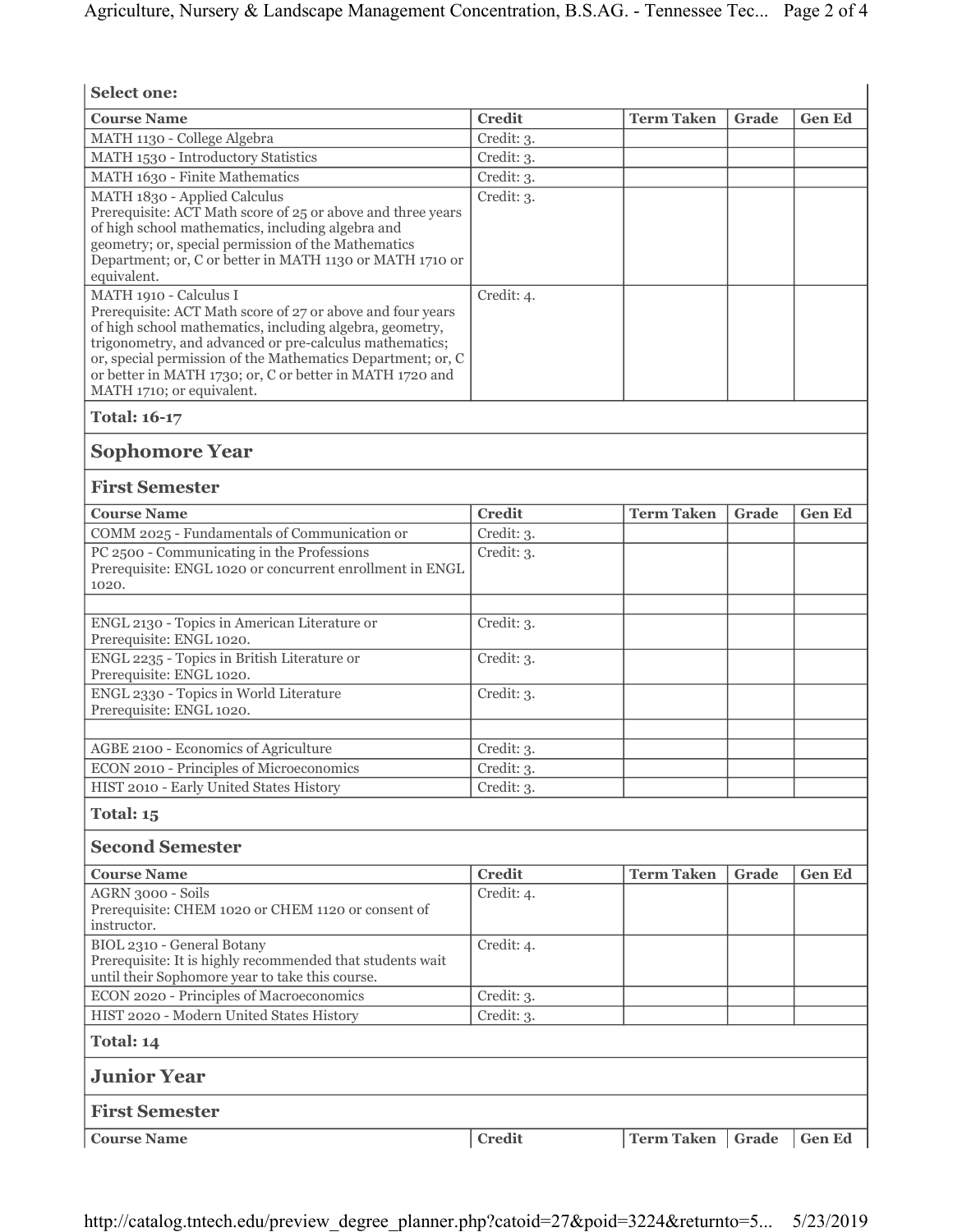**Select one:**

| Course Name | Credit | Term Taken | Grade | Gen Ed |
|---|---|---|---|---|
| MATH 1130 - College Algebra | Credit: 3. | | | |
| MATH 1530 - Introductory Statistics | Credit: 3. | | | |
| MATH 1630 - Finite Mathematics | Credit: 3. | | | |
| MATH 1830 - Applied Calculus<br>Prerequisite: ACT Math score of 25 or above and three years of high school mathematics, including algebra and geometry; or, special permission of the Mathematics Department; or, C or better in MATH 1130 or MATH 1710 or equivalent. | Credit: 3. | | | |
| MATH 1910 - Calculus I<br>Prerequisite: ACT Math score of 27 or above and four years of high school mathematics, including algebra, geometry, trigonometry, and advanced or pre-calculus mathematics; or, special permission of the Mathematics Department; or, C or better in MATH 1730; or, C or better in MATH 1720 and MATH 1710; or equivalent. | Credit: 4. | | | |

**Total: 16-17**

## Sophomore Year

### First Semester

| Course Name | Credit | Term Taken | Grade | Gen Ed |
|---|---|---|---|---|
| COMM 2025 - Fundamentals of Communication or | Credit: 3. | | | |
| PC 2500 - Communicating in the Professions<br>Prerequisite: ENGL 1020 or concurrent enrollment in ENGL 1020. | Credit: 3. | | | |
| | | | | |
| ENGL 2130 - Topics in American Literature or<br>Prerequisite: ENGL 1020. | Credit: 3. | | | |
| ENGL 2235 - Topics in British Literature or<br>Prerequisite: ENGL 1020. | Credit: 3. | | | |
| ENGL 2330 - Topics in World Literature<br>Prerequisite: ENGL 1020. | Credit: 3. | | | |
| | | | | |
| AGBE 2100 - Economics of Agriculture | Credit: 3. | | | |
| ECON 2010 - Principles of Microeconomics | Credit: 3. | | | |
| HIST 2010 - Early United States History | Credit: 3. | | | |

**Total: 15**

### Second Semester

| Course Name | Credit | Term Taken | Grade | Gen Ed |
|---|---|---|---|---|
| AGRN 3000 - Soils<br>Prerequisite: CHEM 1020 or CHEM 1120 or consent of instructor. | Credit: 4. | | | |
| BIOL 2310 - General Botany<br>Prerequisite: It is highly recommended that students wait until their Sophomore year to take this course. | Credit: 4. | | | |
| ECON 2020 - Principles of Macroeconomics | Credit: 3. | | | |
| HIST 2020 - Modern United States History | Credit: 3. | | | |

**Total: 14**

## Junior Year

### First Semester

| Course Name | Credit | Term Taken | Grade | Gen Ed |
|---|---|---|---|---|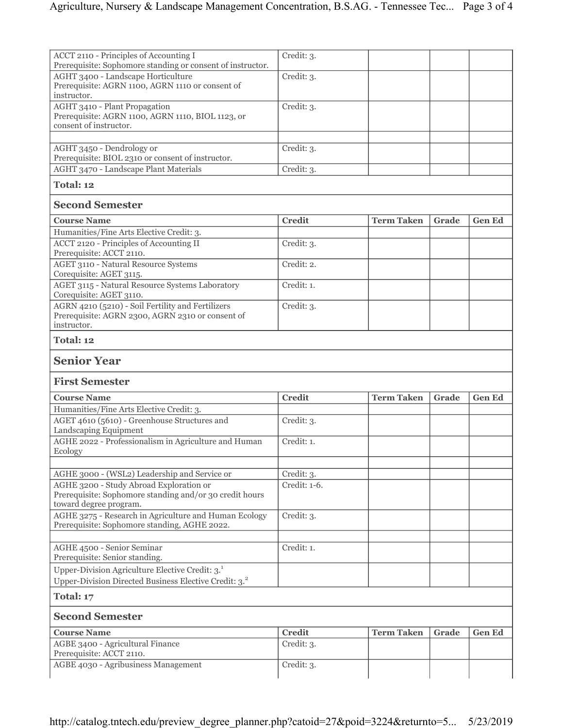| | | | | |
|---|---|---|---|---|
| ACCT 2110 - Principles of Accounting I<br>Prerequisite: Sophomore standing or consent of instructor. | Credit: 3. | | | |
| AGHT 3400 - Landscape Horticulture<br>Prerequisite: AGRN 1100, AGRN 1110 or consent of instructor. | Credit: 3. | | | |
| AGHT 3410 - Plant Propagation<br>Prerequisite: AGRN 1100, AGRN 1110, BIOL 1123, or consent of instructor. | Credit: 3. | | | |
| | | | | |
| AGHT 3450 - Dendrology or<br>Prerequisite: BIOL 2310 or consent of instructor. | Credit: 3. | | | |
| AGHT 3470 - Landscape Plant Materials | Credit: 3. | | | |

**Total: 12**

### Second Semester

| Course Name | Credit | Term Taken | Grade | Gen Ed |
|---|---|---|---|---|
| Humanities/Fine Arts Elective Credit: 3. | | | | |
| ACCT 2120 - Principles of Accounting II<br>Prerequisite: ACCT 2110. | Credit: 3. | | | |
| AGET 3110 - Natural Resource Systems<br>Corequisite: AGET 3115. | Credit: 2. | | | |
| AGET 3115 - Natural Resource Systems Laboratory<br>Corequisite: AGET 3110. | Credit: 1. | | | |
| AGRN 4210 (5210) - Soil Fertility and Fertilizers<br>Prerequisite: AGRN 2300, AGRN 2310 or consent of instructor. | Credit: 3. | | | |

**Total: 12**

## Senior Year

### First Semester

| Course Name | Credit | Term Taken | Grade | Gen Ed |
|---|---|---|---|---|
| Humanities/Fine Arts Elective Credit: 3. | | | | |
| AGET 4610 (5610) - Greenhouse Structures and Landscaping Equipment | Credit: 3. | | | |
| AGHE 2022 - Professionalism in Agriculture and Human Ecology | Credit: 1. | | | |
| | | | | |
| AGHE 3000 - (WSL2) Leadership and Service or | Credit: 3. | | | |
| AGHE 3200 - Study Abroad Exploration or<br>Prerequisite: Sophomore standing and/or 30 credit hours toward degree program. | Credit: 1-6. | | | |
| AGHE 3275 - Research in Agriculture and Human Ecology<br>Prerequisite: Sophomore standing, AGHE 2022. | Credit: 3. | | | |
| | | | | |
| AGHE 4500 - Senior Seminar<br>Prerequisite: Senior standing. | Credit: 1. | | | |
| Upper-Division Agriculture Elective Credit: 3.[1]<br>Upper-Division Directed Business Elective Credit: 3.[2] | | | | |

**Total: 17**

### Second Semester

| Course Name | Credit | Term Taken | Grade | Gen Ed |
|---|---|---|---|---|
| AGBE 3400 - Agricultural Finance<br>Prerequisite: ACCT 2110. | Credit: 3. | | | |
| AGBE 4030 - Agribusiness Management | Credit: 3. | | | |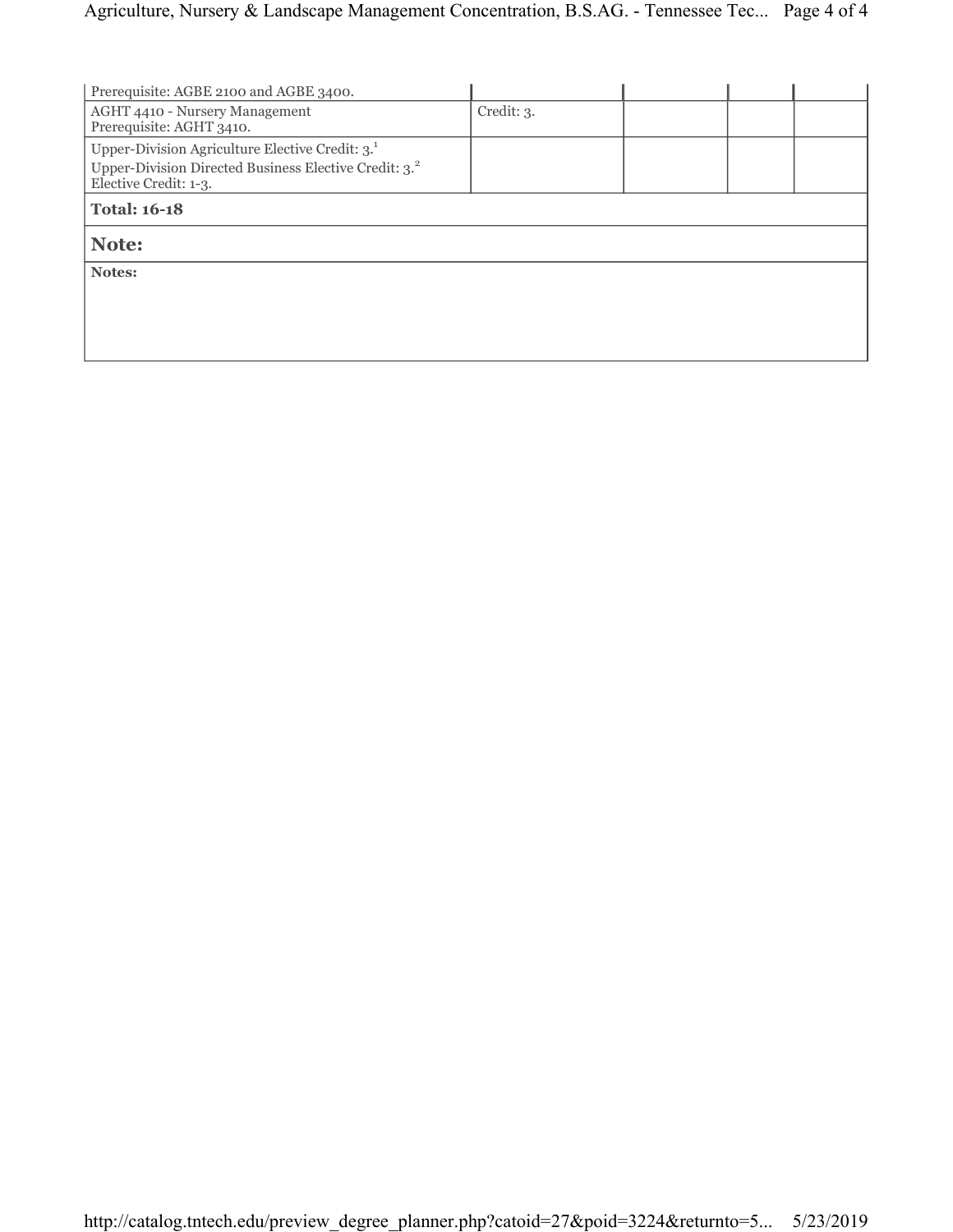| | | | | |
|---|---|---|---|---|
| Prerequisite: AGBE 2100 and AGBE 3400. | | | | |
| AGHT 4410 - Nursery Management<br>Prerequisite: AGHT 3410. | Credit: 3. | | | |
| Upper-Division Agriculture Elective Credit: 3.[1]<br>Upper-Division Directed Business Elective Credit: 3.[2]<br>Elective Credit: 1-3. | | | | |
| **Total: 16-18** | | | | |

## Note:

**Notes:**